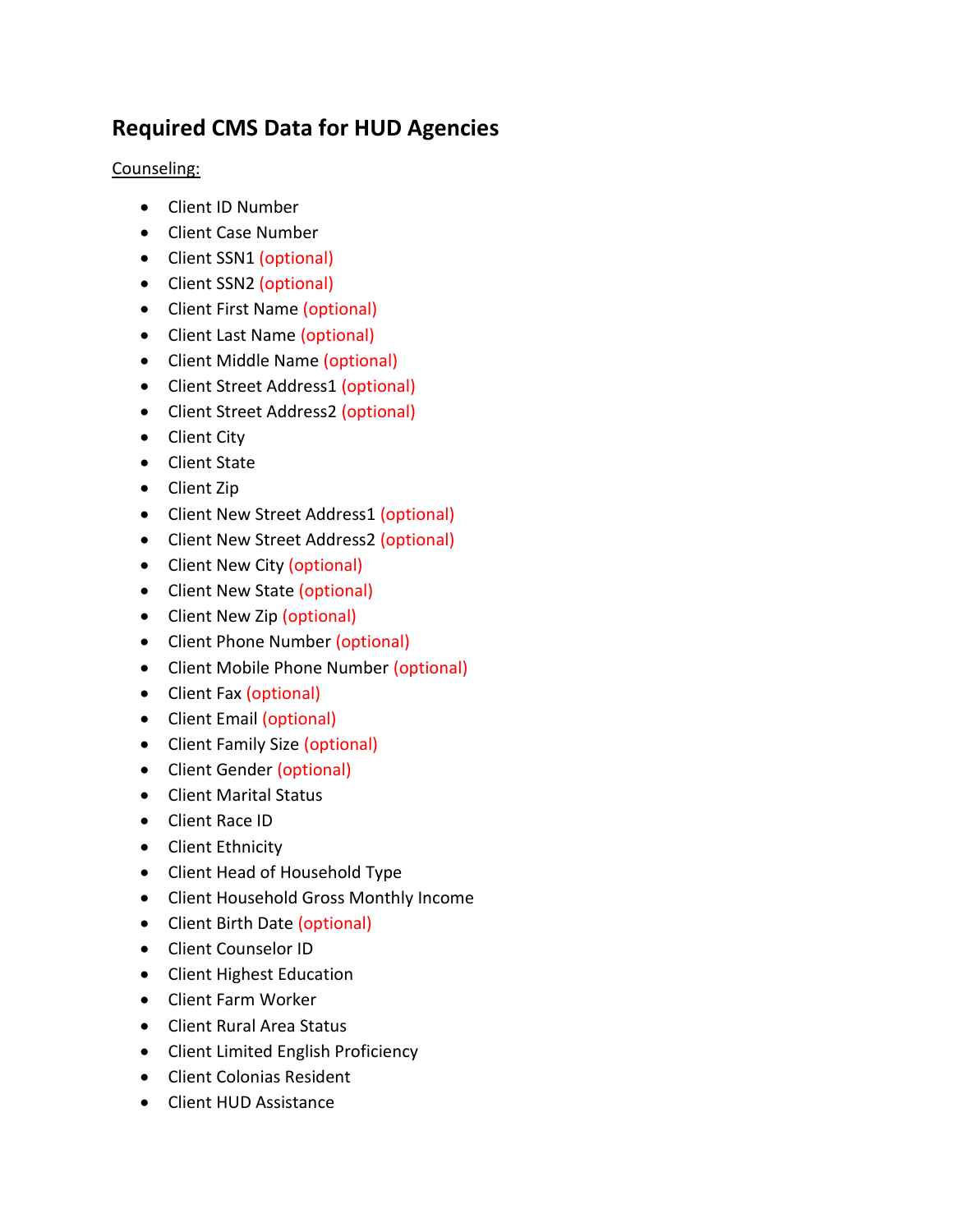# Required CMS Data for HUD Agencies

Counseling:

- Client ID Number
- Client Case Number
- Client SSN1 (optional)
- Client SSN2 (optional)
- Client First Name (optional)
- Client Last Name (optional)
- Client Middle Name (optional)
- Client Street Address1 (optional)
- Client Street Address2 (optional)
- Client City
- Client State
- Client Zip
- Client New Street Address1 (optional)
- Client New Street Address2 (optional)
- Client New City (optional)
- Client New State (optional)
- Client New Zip (optional)
- Client Phone Number (optional)
- Client Mobile Phone Number (optional)
- Client Fax (optional)
- Client Email (optional)
- Client Family Size (optional)
- Client Gender (optional)
- Client Marital Status
- Client Race ID
- Client Ethnicity
- Client Head of Household Type
- Client Household Gross Monthly Income
- Client Birth Date (optional)
- Client Counselor ID
- Client Highest Education
- Client Farm Worker
- Client Rural Area Status
- Client Limited English Proficiency
- Client Colonias Resident
- Client HUD Assistance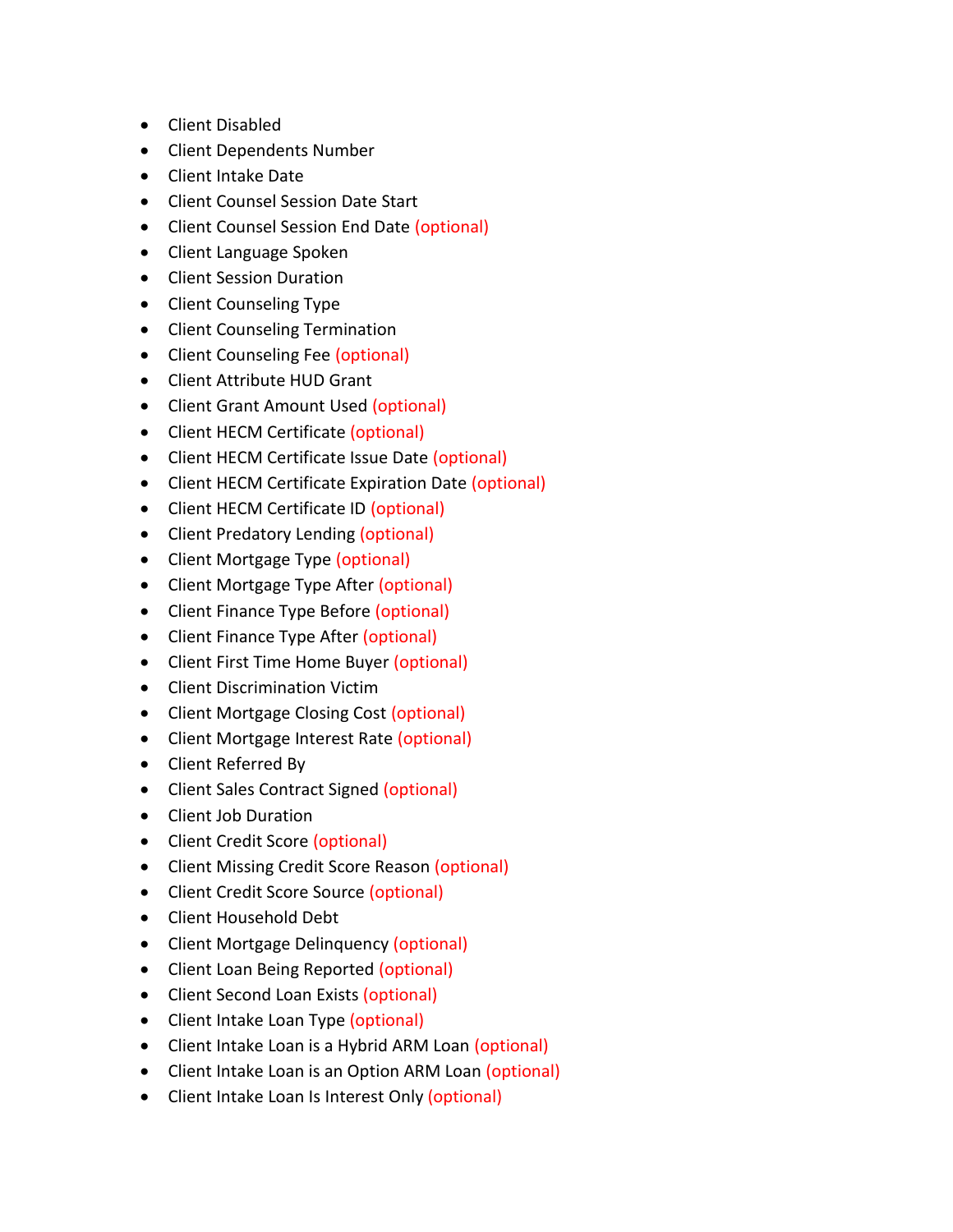- Client Disabled
- Client Dependents Number
- Client Intake Date
- Client Counsel Session Date Start
- Client Counsel Session End Date (optional)
- Client Language Spoken
- Client Session Duration
- Client Counseling Type
- Client Counseling Termination
- Client Counseling Fee (optional)
- Client Attribute HUD Grant
- Client Grant Amount Used (optional)
- Client HECM Certificate (optional)
- Client HECM Certificate Issue Date (optional)
- Client HECM Certificate Expiration Date (optional)
- Client HECM Certificate ID (optional)
- Client Predatory Lending (optional)
- Client Mortgage Type (optional)
- Client Mortgage Type After (optional)
- Client Finance Type Before (optional)
- Client Finance Type After (optional)
- Client First Time Home Buyer (optional)
- Client Discrimination Victim
- Client Mortgage Closing Cost (optional)
- Client Mortgage Interest Rate (optional)
- Client Referred By
- Client Sales Contract Signed (optional)
- Client Job Duration
- Client Credit Score (optional)
- Client Missing Credit Score Reason (optional)
- Client Credit Score Source (optional)
- Client Household Debt
- Client Mortgage Delinquency (optional)
- Client Loan Being Reported (optional)
- Client Second Loan Exists (optional)
- Client Intake Loan Type (optional)
- Client Intake Loan is a Hybrid ARM Loan (optional)
- Client Intake Loan is an Option ARM Loan (optional)
- Client Intake Loan Is Interest Only (optional)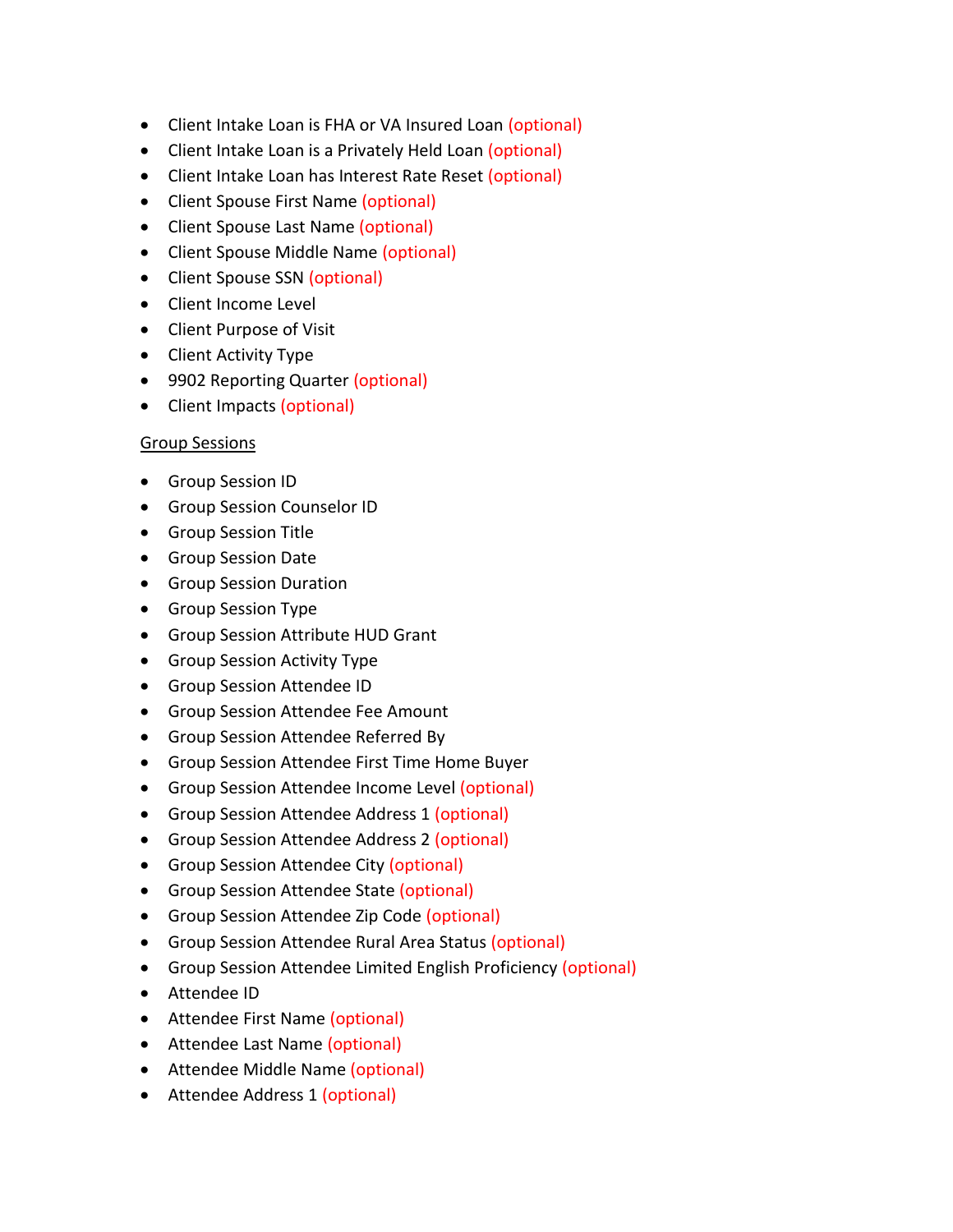- Client Intake Loan is FHA or VA Insured Loan (optional)
- Client Intake Loan is a Privately Held Loan (optional)
- Client Intake Loan has Interest Rate Reset (optional)
- Client Spouse First Name (optional)
- Client Spouse Last Name (optional)
- Client Spouse Middle Name (optional)
- Client Spouse SSN (optional)
- Client Income Level
- Client Purpose of Visit
- Client Activity Type
- 9902 Reporting Quarter (optional)
- Client Impacts (optional)

<u>Group Sessions</u>

- Group Session ID
- Group Session Counselor ID
- Group Session Title
- Group Session Date
- Group Session Duration
- Group Session Type
- Group Session Attribute HUD Grant
- Group Session Activity Type
- Group Session Attendee ID
- Group Session Attendee Fee Amount
- Group Session Attendee Referred By
- Group Session Attendee First Time Home Buyer
- Group Session Attendee Income Level (optional)
- Group Session Attendee Address 1 (optional)
- Group Session Attendee Address 2 (optional)
- Group Session Attendee City (optional)
- Group Session Attendee State (optional)
- Group Session Attendee Zip Code (optional)
- Group Session Attendee Rural Area Status (optional)
- Group Session Attendee Limited English Proficiency (optional)
- Attendee ID
- Attendee First Name (optional)
- Attendee Last Name (optional)
- Attendee Middle Name (optional)
- Attendee Address 1 (optional)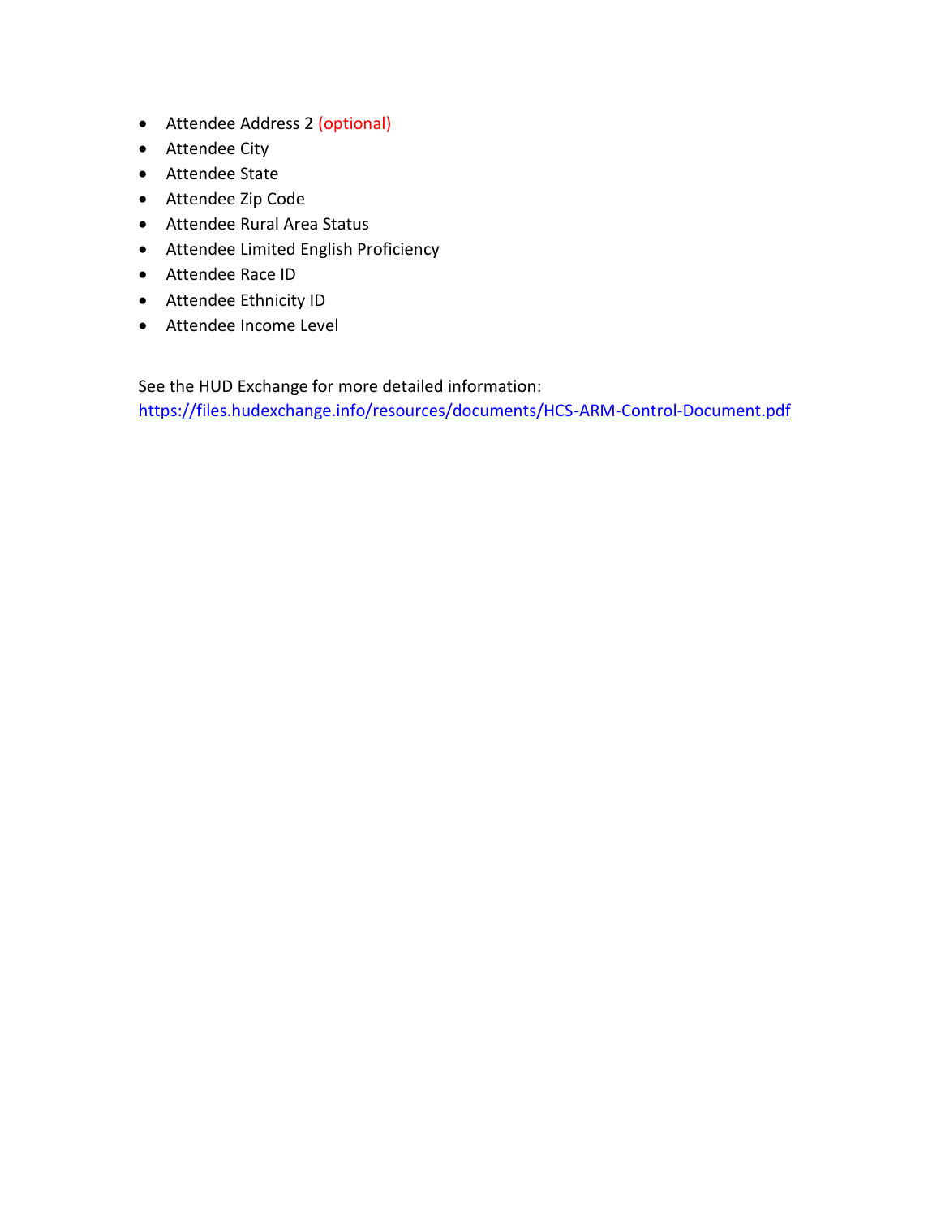- Attendee Address 2 (optional)
- Attendee City
- Attendee State
- Attendee Zip Code
- Attendee Rural Area Status
- Attendee Limited English Proficiency
- Attendee Race ID
- Attendee Ethnicity ID
- Attendee Income Level

See the HUD Exchange for more detailed information:
https://files.hudexchange.info/resources/documents/HCS-ARM-Control-Document.pdf